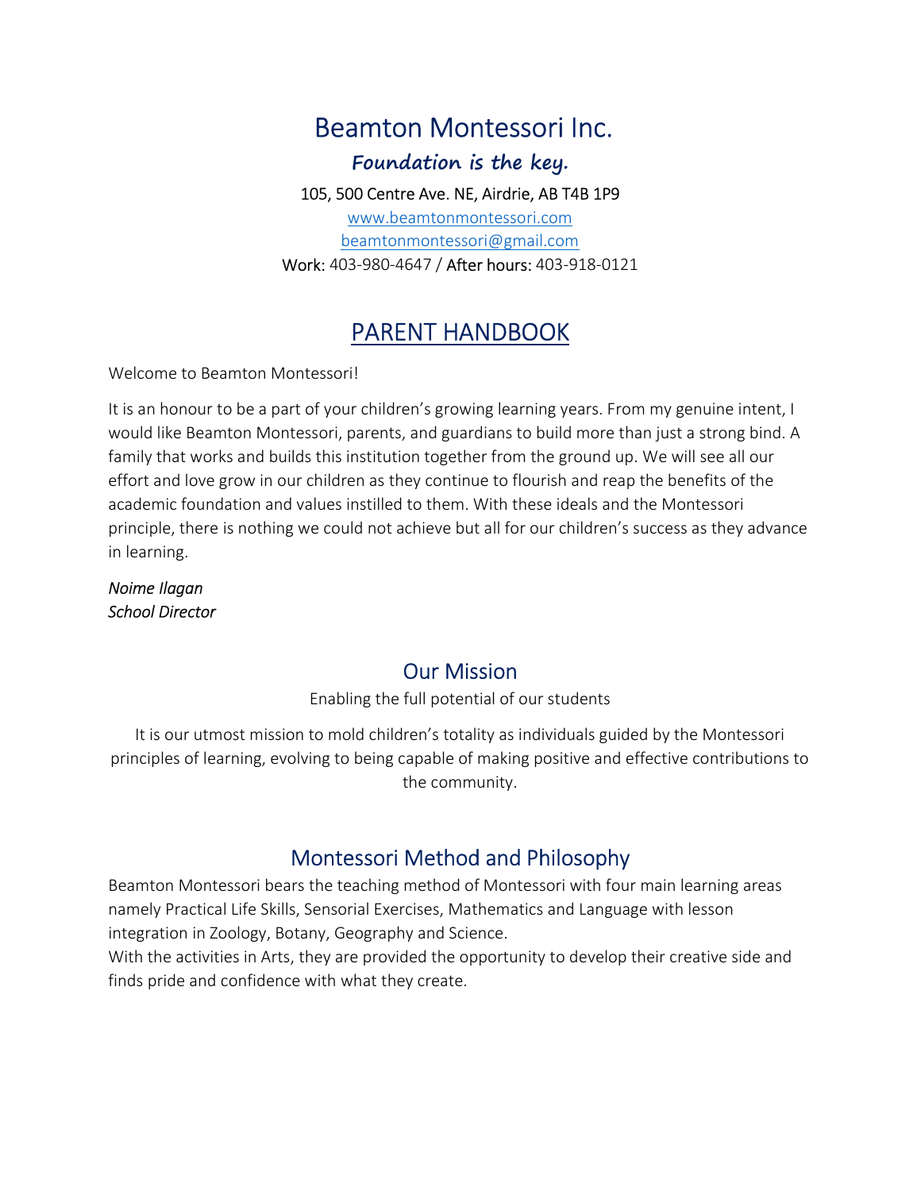# Beamton Montessori Inc.

**Foundation is the key.**

105, 500 Centre Ave. NE, Airdrie, AB T4B 1P9
www.beamtonmontessori.com
beamtonmontessori@gmail.com
Work: 403-980-4647 / After hours: 403-918-0121

## PARENT HANDBOOK

Welcome to Beamton Montessori!

It is an honour to be a part of your children's growing learning years. From my genuine intent, I would like Beamton Montessori, parents, and guardians to build more than just a strong bind. A family that works and builds this institution together from the ground up. We will see all our effort and love grow in our children as they continue to flourish and reap the benefits of the academic foundation and values instilled to them. With these ideals and the Montessori principle, there is nothing we could not achieve but all for our children's success as they advance in learning.

*Noime Ilagan*
*School Director*

## Our Mission

Enabling the full potential of our students

It is our utmost mission to mold children's totality as individuals guided by the Montessori principles of learning, evolving to being capable of making positive and effective contributions to the community.

## Montessori Method and Philosophy

Beamton Montessori bears the teaching method of Montessori with four main learning areas namely Practical Life Skills, Sensorial Exercises, Mathematics and Language with lesson integration in Zoology, Botany, Geography and Science.
With the activities in Arts, they are provided the opportunity to develop their creative side and finds pride and confidence with what they create.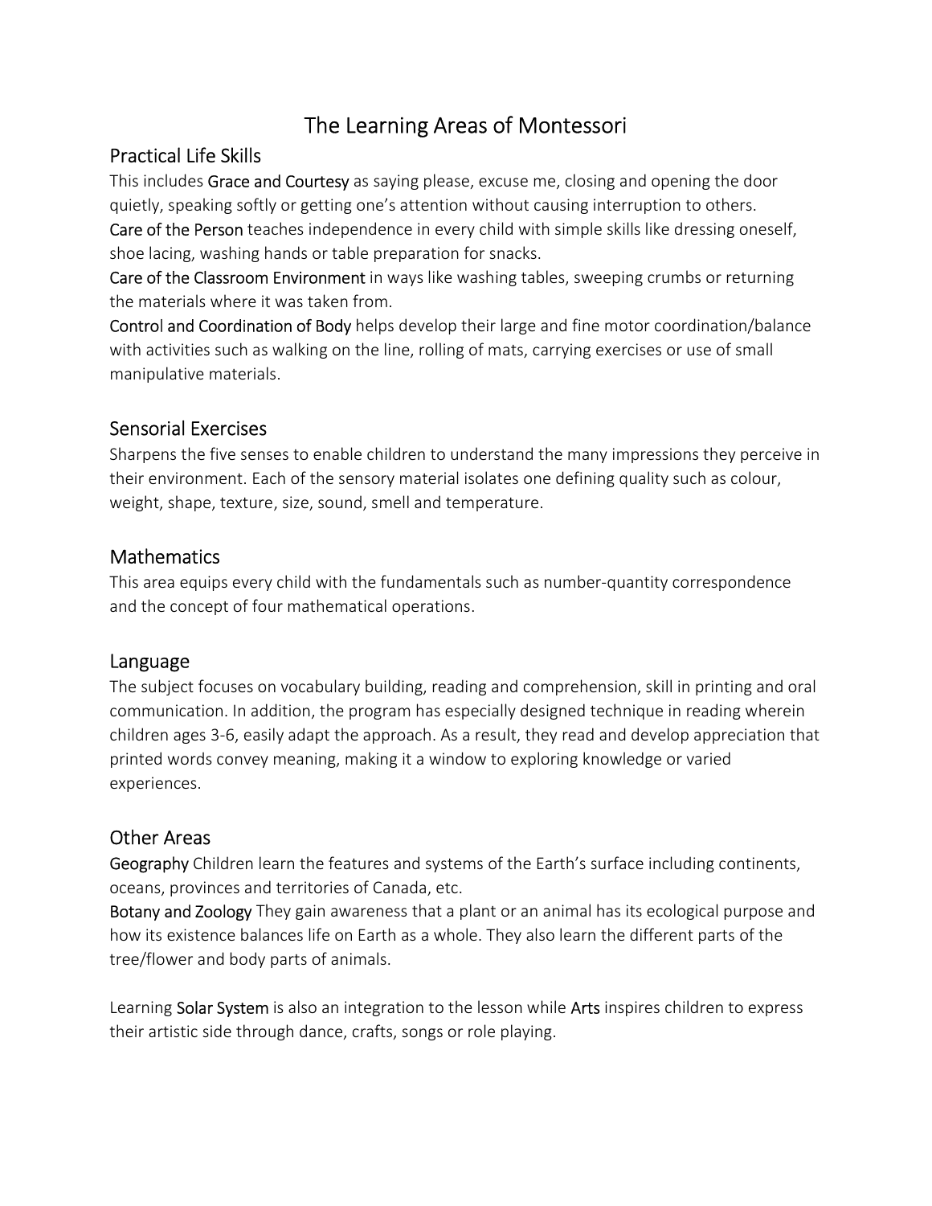# The Learning Areas of Montessori

## Practical Life Skills

This includes **Grace and Courtesy** as saying please, excuse me, closing and opening the door quietly, speaking softly or getting one's attention without causing interruption to others.
**Care of the Person** teaches independence in every child with simple skills like dressing oneself, shoe lacing, washing hands or table preparation for snacks.
**Care of the Classroom Environment** in ways like washing tables, sweeping crumbs or returning the materials where it was taken from.
**Control and Coordination of Body** helps develop their large and fine motor coordination/balance with activities such as walking on the line, rolling of mats, carrying exercises or use of small manipulative materials.

## Sensorial Exercises

Sharpens the five senses to enable children to understand the many impressions they perceive in their environment. Each of the sensory material isolates one defining quality such as colour, weight, shape, texture, size, sound, smell and temperature.

## Mathematics

This area equips every child with the fundamentals such as number-quantity correspondence and the concept of four mathematical operations.

## Language

The subject focuses on vocabulary building, reading and comprehension, skill in printing and oral communication. In addition, the program has especially designed technique in reading wherein children ages 3-6, easily adapt the approach. As a result, they read and develop appreciation that printed words convey meaning, making it a window to exploring knowledge or varied experiences.

## Other Areas

**Geography** Children learn the features and systems of the Earth's surface including continents, oceans, provinces and territories of Canada, etc.
**Botany and Zoology** They gain awareness that a plant or an animal has its ecological purpose and how its existence balances life on Earth as a whole. They also learn the different parts of the tree/flower and body parts of animals.

Learning **Solar System** is also an integration to the lesson while **Arts** inspires children to express their artistic side through dance, crafts, songs or role playing.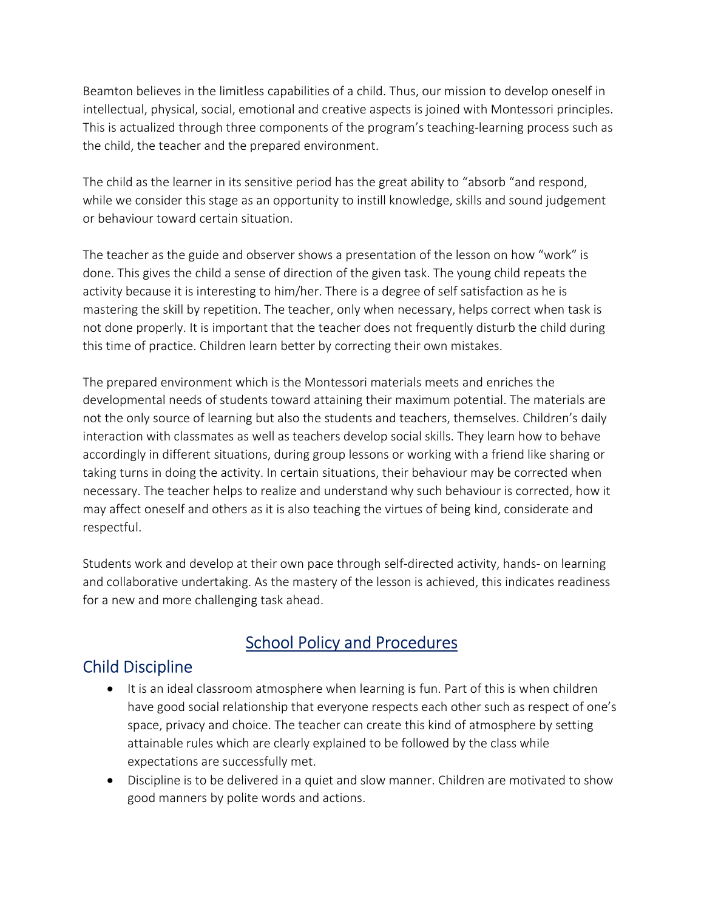Beamton believes in the limitless capabilities of a child. Thus, our mission to develop oneself in intellectual, physical, social, emotional and creative aspects is joined with Montessori principles. This is actualized through three components of the program's teaching-learning process such as the child, the teacher and the prepared environment.

The child as the learner in its sensitive period has the great ability to "absorb "and respond, while we consider this stage as an opportunity to instill knowledge, skills and sound judgement or behaviour toward certain situation.

The teacher as the guide and observer shows a presentation of the lesson on how "work" is done. This gives the child a sense of direction of the given task. The young child repeats the activity because it is interesting to him/her. There is a degree of self satisfaction as he is mastering the skill by repetition. The teacher, only when necessary, helps correct when task is not done properly. It is important that the teacher does not frequently disturb the child during this time of practice. Children learn better by correcting their own mistakes.

The prepared environment which is the Montessori materials meets and enriches the developmental needs of students toward attaining their maximum potential. The materials are not the only source of learning but also the students and teachers, themselves. Children's daily interaction with classmates as well as teachers develop social skills. They learn how to behave accordingly in different situations, during group lessons or working with a friend like sharing or taking turns in doing the activity. In certain situations, their behaviour may be corrected when necessary. The teacher helps to realize and understand why such behaviour is corrected, how it may affect oneself and others as it is also teaching the virtues of being kind, considerate and respectful.

Students work and develop at their own pace through self-directed activity, hands- on learning and collaborative undertaking. As the mastery of the lesson is achieved, this indicates readiness for a new and more challenging task ahead.

# School Policy and Procedures

## Child Discipline

- It is an ideal classroom atmosphere when learning is fun. Part of this is when children have good social relationship that everyone respects each other such as respect of one's space, privacy and choice. The teacher can create this kind of atmosphere by setting attainable rules which are clearly explained to be followed by the class while expectations are successfully met.
- Discipline is to be delivered in a quiet and slow manner. Children are motivated to show good manners by polite words and actions.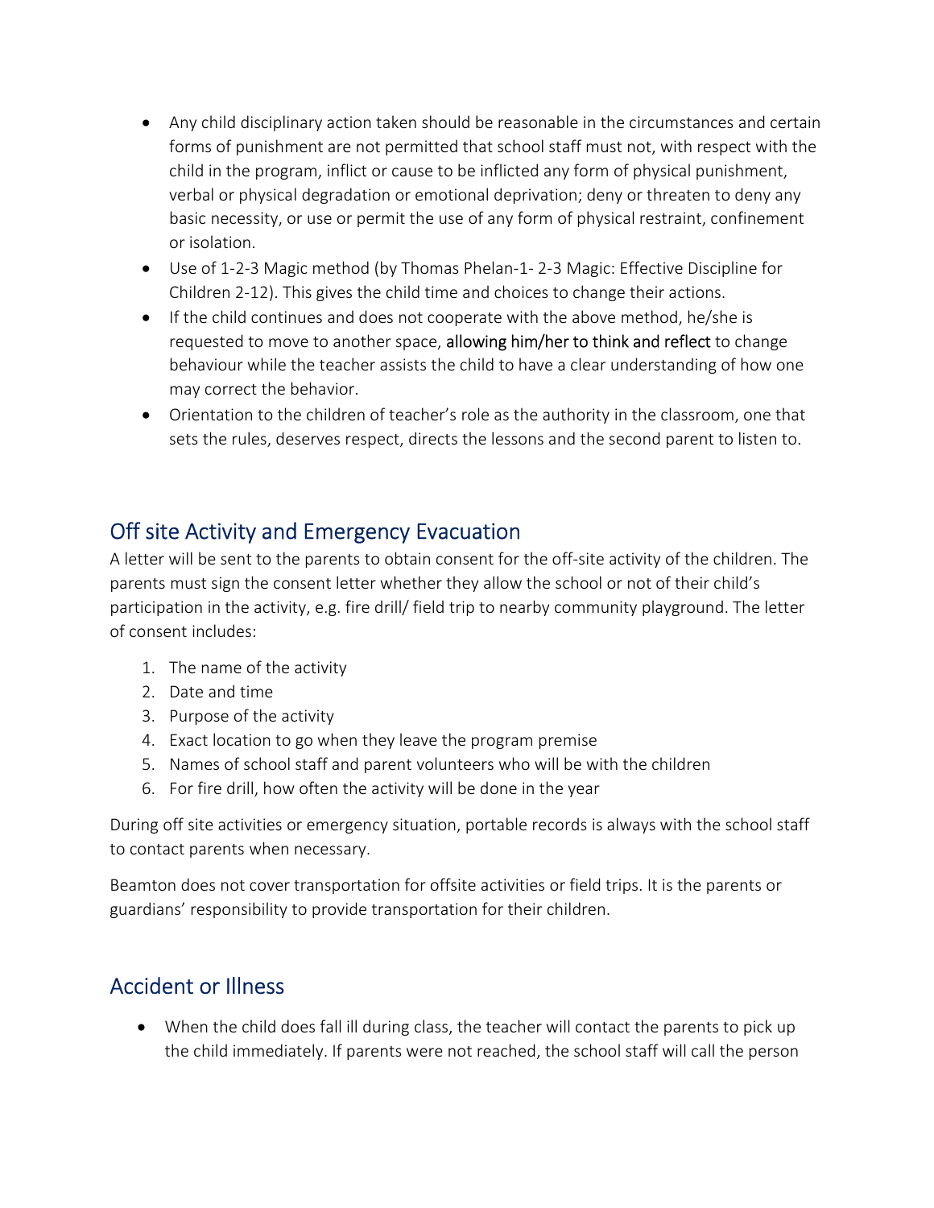- Any child disciplinary action taken should be reasonable in the circumstances and certain forms of punishment are not permitted that school staff must not, with respect with the child in the program, inflict or cause to be inflicted any form of physical punishment, verbal or physical degradation or emotional deprivation; deny or threaten to deny any basic necessity, or use or permit the use of any form of physical restraint, confinement or isolation.
- Use of 1-2-3 Magic method (by Thomas Phelan-1- 2-3 Magic: Effective Discipline for Children 2-12). This gives the child time and choices to change their actions.
- If the child continues and does not cooperate with the above method, he/she is requested to move to another space, allowing him/her to think and reflect to change behaviour while the teacher assists the child to have a clear understanding of how one may correct the behavior.
- Orientation to the children of teacher's role as the authority in the classroom, one that sets the rules, deserves respect, directs the lessons and the second parent to listen to.

## Off site Activity and Emergency Evacuation

A letter will be sent to the parents to obtain consent for the off-site activity of the children. The parents must sign the consent letter whether they allow the school or not of their child's participation in the activity, e.g. fire drill/ field trip to nearby community playground. The letter of consent includes:

1. The name of the activity
2. Date and time
3. Purpose of the activity
4. Exact location to go when they leave the program premise
5. Names of school staff and parent volunteers who will be with the children
6. For fire drill, how often the activity will be done in the year

During off site activities or emergency situation, portable records is always with the school staff to contact parents when necessary.

Beamton does not cover transportation for offsite activities or field trips. It is the parents or guardians' responsibility to provide transportation for their children.

## Accident or Illness

- When the child does fall ill during class, the teacher will contact the parents to pick up the child immediately. If parents were not reached, the school staff will call the person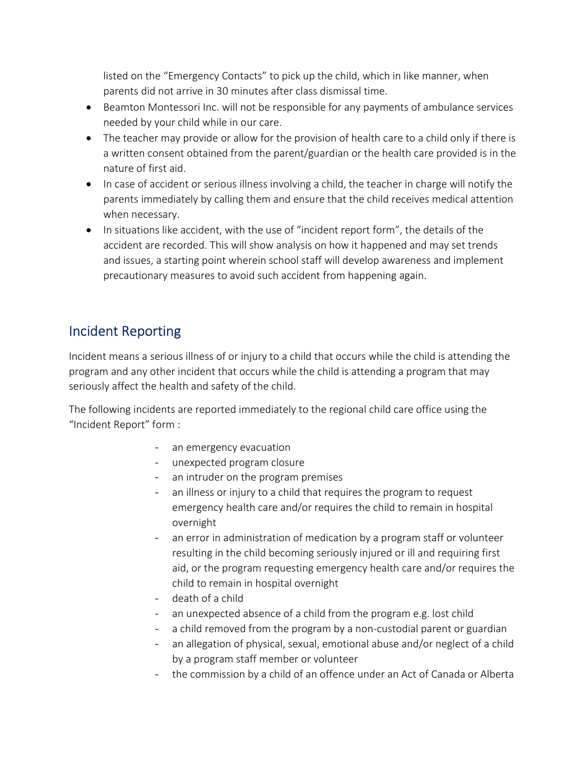listed on the "Emergency Contacts" to pick up the child, which in like manner, when parents did not arrive in 30 minutes after class dismissal time.

- Beamton Montessori Inc. will not be responsible for any payments of ambulance services needed by your child while in our care.
- The teacher may provide or allow for the provision of health care to a child only if there is a written consent obtained from the parent/guardian or the health care provided is in the nature of first aid.
- In case of accident or serious illness involving a child, the teacher in charge will notify the parents immediately by calling them and ensure that the child receives medical attention when necessary.
- In situations like accident, with the use of "incident report form", the details of the accident are recorded. This will show analysis on how it happened and may set trends and issues, a starting point wherein school staff will develop awareness and implement precautionary measures to avoid such accident from happening again.

## Incident Reporting

Incident means a serious illness of or injury to a child that occurs while the child is attending the program and any other incident that occurs while the child is attending a program that may seriously affect the health and safety of the child.

The following incidents are reported immediately to the regional child care office using the "Incident Report" form :

- an emergency evacuation
- unexpected program closure
- an intruder on the program premises
- an illness or injury to a child that requires the program to request emergency health care and/or requires the child to remain in hospital overnight
- an error in administration of medication by a program staff or volunteer resulting in the child becoming seriously injured or ill and requiring first aid, or the program requesting emergency health care and/or requires the child to remain in hospital overnight
- death of a child
- an unexpected absence of a child from the program e.g. lost child
- a child removed from the program by a non-custodial parent or guardian
- an allegation of physical, sexual, emotional abuse and/or neglect of a child by a program staff member or volunteer
- the commission by a child of an offence under an Act of Canada or Alberta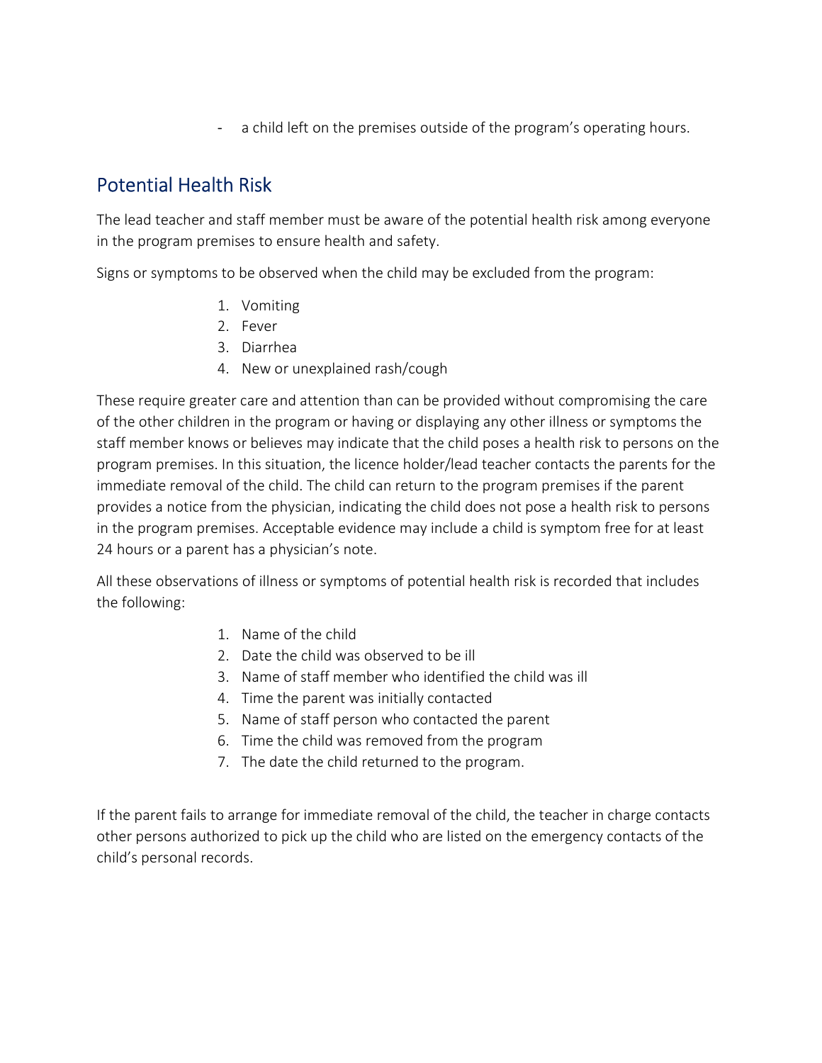- a child left on the premises outside of the program's operating hours.

## Potential Health Risk

The lead teacher and staff member must be aware of the potential health risk among everyone in the program premises to ensure health and safety.

Signs or symptoms to be observed when the child may be excluded from the program:

1. Vomiting
2. Fever
3. Diarrhea
4. New or unexplained rash/cough

These require greater care and attention than can be provided without compromising the care of the other children in the program or having or displaying any other illness or symptoms the staff member knows or believes may indicate that the child poses a health risk to persons on the program premises. In this situation, the licence holder/lead teacher contacts the parents for the immediate removal of the child. The child can return to the program premises if the parent provides a notice from the physician, indicating the child does not pose a health risk to persons in the program premises. Acceptable evidence may include a child is symptom free for at least 24 hours or a parent has a physician's note.

All these observations of illness or symptoms of potential health risk is recorded that includes the following:

1. Name of the child
2. Date the child was observed to be ill
3. Name of staff member who identified the child was ill
4. Time the parent was initially contacted
5. Name of staff person who contacted the parent
6. Time the child was removed from the program
7. The date the child returned to the program.

If the parent fails to arrange for immediate removal of the child, the teacher in charge contacts other persons authorized to pick up the child who are listed on the emergency contacts of the child's personal records.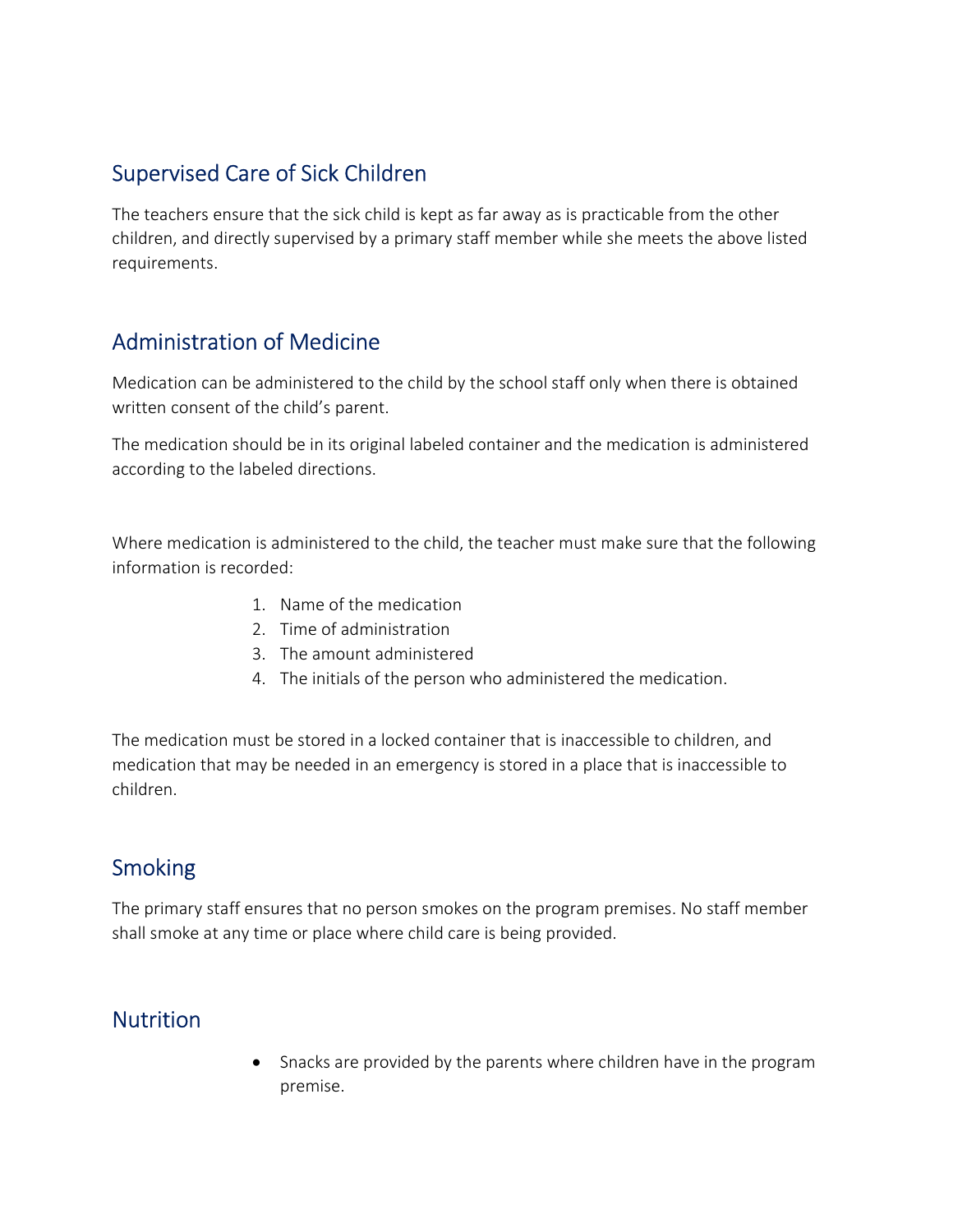## Supervised Care of Sick Children

The teachers ensure that the sick child is kept as far away as is practicable from the other children, and directly supervised by a primary staff member while she meets the above listed requirements.

## Administration of Medicine

Medication can be administered to the child by the school staff only when there is obtained written consent of the child's parent.

The medication should be in its original labeled container and the medication is administered according to the labeled directions.

Where medication is administered to the child, the teacher must make sure that the following information is recorded:

1. Name of the medication
2. Time of administration
3. The amount administered
4. The initials of the person who administered the medication.

The medication must be stored in a locked container that is inaccessible to children, and medication that may be needed in an emergency is stored in a place that is inaccessible to children.

## Smoking

The primary staff ensures that no person smokes on the program premises. No staff member shall smoke at any time or place where child care is being provided.

## Nutrition

- Snacks are provided by the parents where children have in the program premise.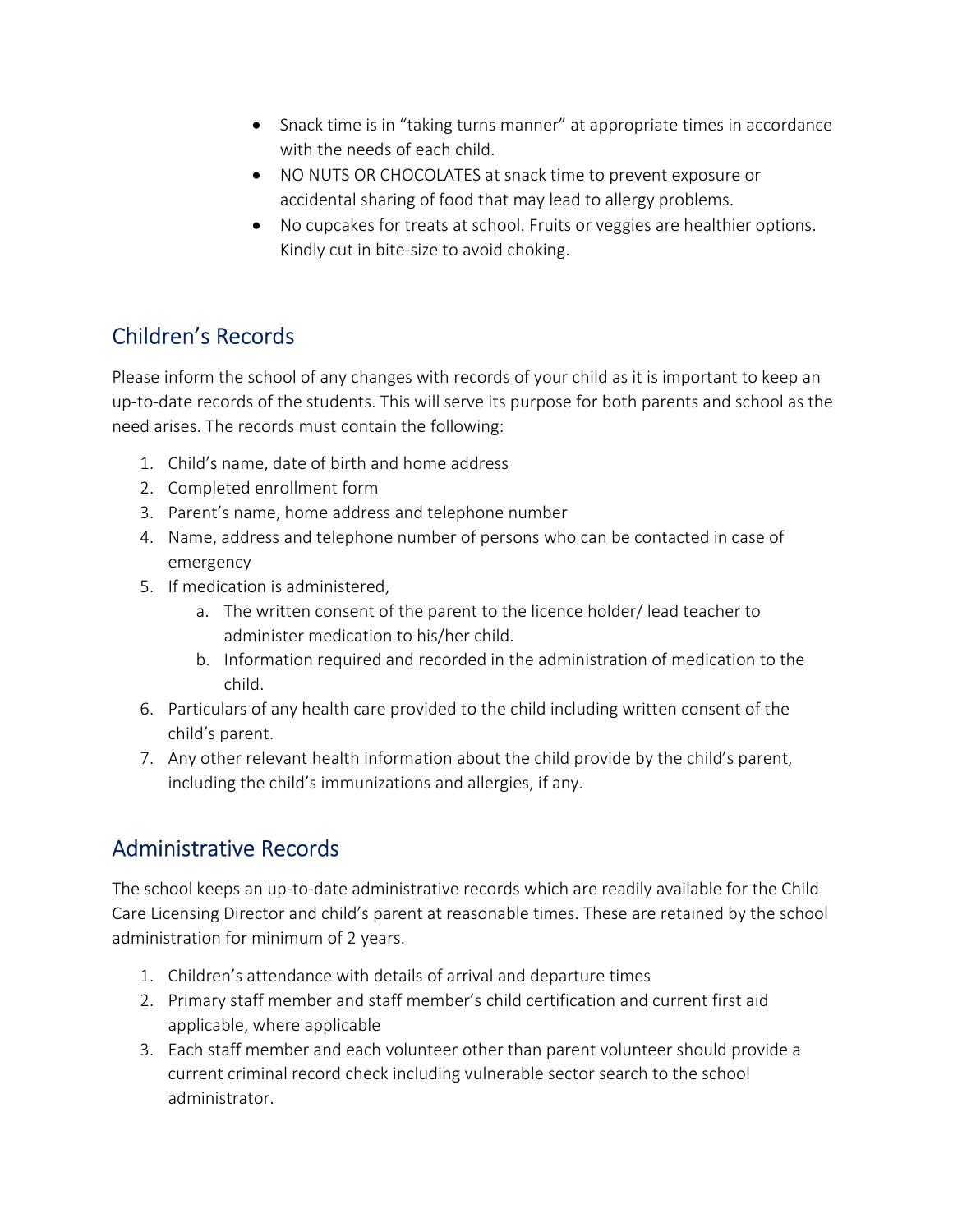- Snack time is in “taking turns manner” at appropriate times in accordance with the needs of each child.
- NO NUTS OR CHOCOLATES at snack time to prevent exposure or accidental sharing of food that may lead to allergy problems.
- No cupcakes for treats at school. Fruits or veggies are healthier options. Kindly cut in bite-size to avoid choking.

## Children’s Records

Please inform the school of any changes with records of your child as it is important to keep an up-to-date records of the students. This will serve its purpose for both parents and school as the need arises. The records must contain the following:

1. Child’s name, date of birth and home address
2. Completed enrollment form
3. Parent’s name, home address and telephone number
4. Name, address and telephone number of persons who can be contacted in case of emergency
5. If medication is administered,
    a. The written consent of the parent to the licence holder/ lead teacher to administer medication to his/her child.
    b. Information required and recorded in the administration of medication to the child.
6. Particulars of any health care provided to the child including written consent of the child’s parent.
7. Any other relevant health information about the child provide by the child’s parent, including the child’s immunizations and allergies, if any.

## Administrative Records

The school keeps an up-to-date administrative records which are readily available for the Child Care Licensing Director and child’s parent at reasonable times. These are retained by the school administration for minimum of 2 years.

1. Children’s attendance with details of arrival and departure times
2. Primary staff member and staff member’s child certification and current first aid applicable, where applicable
3. Each staff member and each volunteer other than parent volunteer should provide a current criminal record check including vulnerable sector search to the school administrator.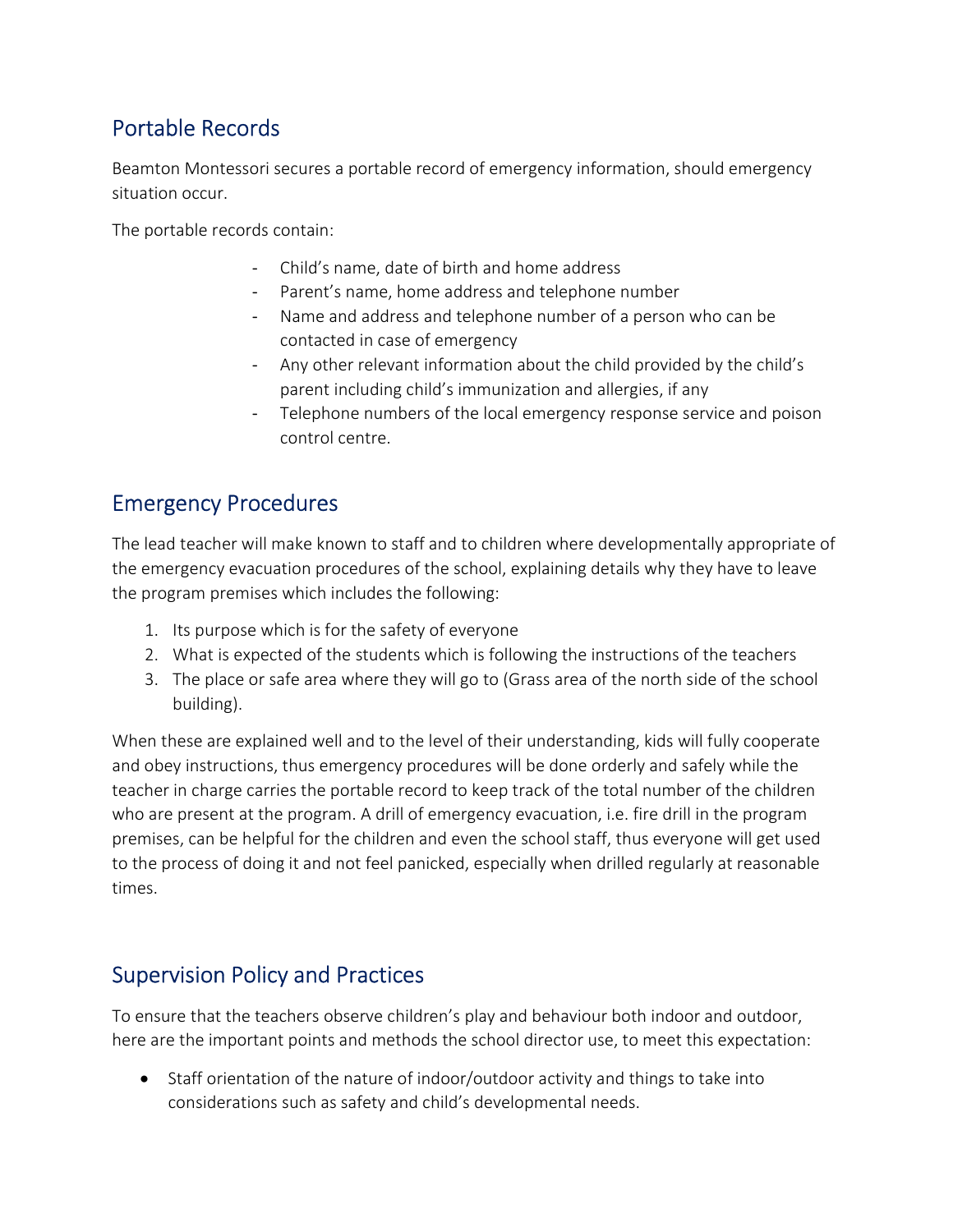## Portable Records

Beamton Montessori secures a portable record of emergency information, should emergency situation occur.

The portable records contain:

- Child's name, date of birth and home address
- Parent's name, home address and telephone number
- Name and address and telephone number of a person who can be contacted in case of emergency
- Any other relevant information about the child provided by the child's parent including child's immunization and allergies, if any
- Telephone numbers of the local emergency response service and poison control centre.

## Emergency Procedures

The lead teacher will make known to staff and to children where developmentally appropriate of the emergency evacuation procedures of the school, explaining details why they have to leave the program premises which includes the following:

1. Its purpose which is for the safety of everyone
2. What is expected of the students which is following the instructions of the teachers
3. The place or safe area where they will go to (Grass area of the north side of the school building).

When these are explained well and to the level of their understanding, kids will fully cooperate and obey instructions, thus emergency procedures will be done orderly and safely while the teacher in charge carries the portable record to keep track of the total number of the children who are present at the program. A drill of emergency evacuation, i.e. fire drill in the program premises, can be helpful for the children and even the school staff, thus everyone will get used to the process of doing it and not feel panicked, especially when drilled regularly at reasonable times.

## Supervision Policy and Practices

To ensure that the teachers observe children's play and behaviour both indoor and outdoor, here are the important points and methods the school director use, to meet this expectation:

- Staff orientation of the nature of indoor/outdoor activity and things to take into considerations such as safety and child's developmental needs.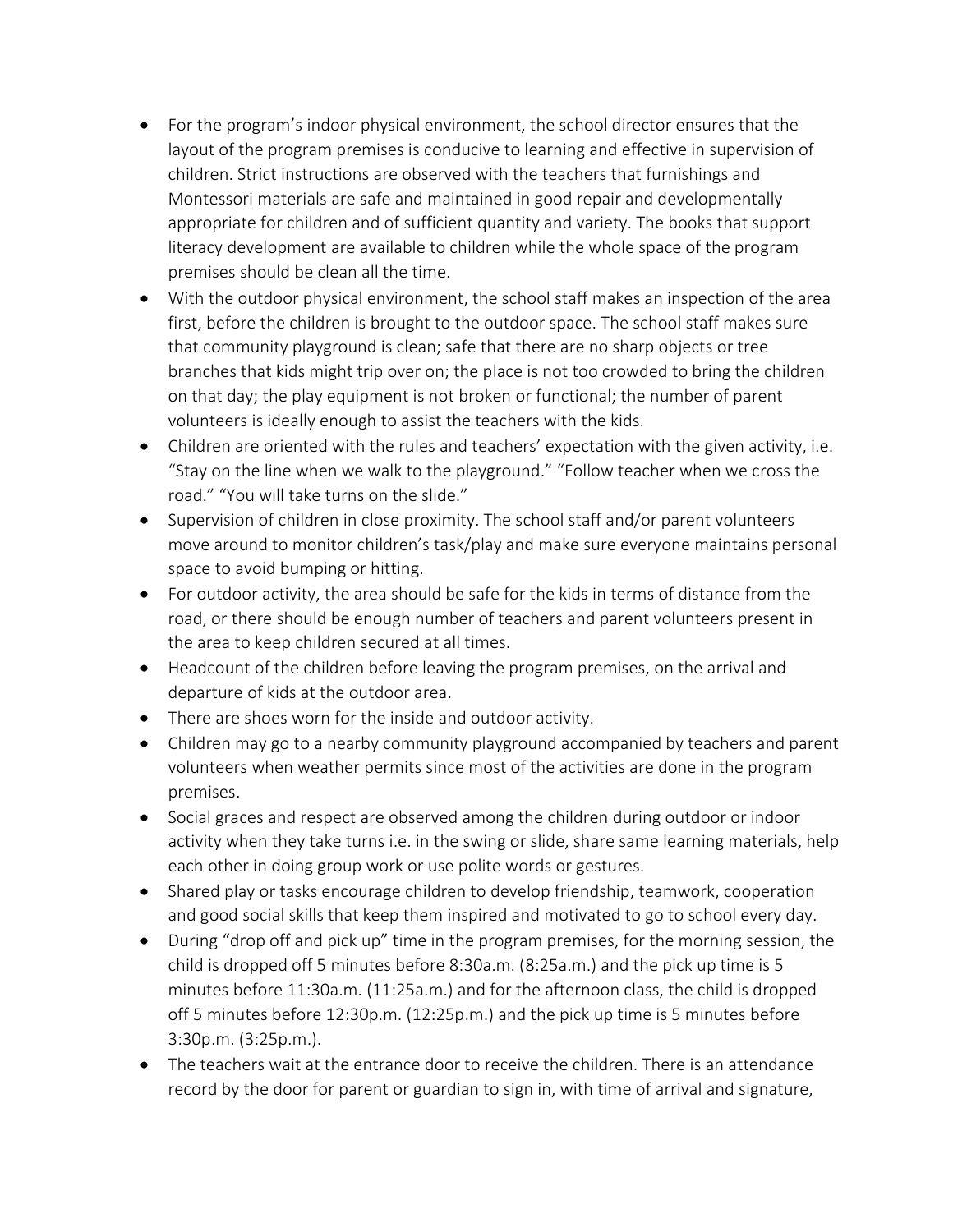- For the program's indoor physical environment, the school director ensures that the layout of the program premises is conducive to learning and effective in supervision of children. Strict instructions are observed with the teachers that furnishings and Montessori materials are safe and maintained in good repair and developmentally appropriate for children and of sufficient quantity and variety. The books that support literacy development are available to children while the whole space of the program premises should be clean all the time.
- With the outdoor physical environment, the school staff makes an inspection of the area first, before the children is brought to the outdoor space. The school staff makes sure that community playground is clean; safe that there are no sharp objects or tree branches that kids might trip over on; the place is not too crowded to bring the children on that day; the play equipment is not broken or functional; the number of parent volunteers is ideally enough to assist the teachers with the kids.
- Children are oriented with the rules and teachers' expectation with the given activity, i.e. "Stay on the line when we walk to the playground." "Follow teacher when we cross the road." "You will take turns on the slide."
- Supervision of children in close proximity. The school staff and/or parent volunteers move around to monitor children's task/play and make sure everyone maintains personal space to avoid bumping or hitting.
- For outdoor activity, the area should be safe for the kids in terms of distance from the road, or there should be enough number of teachers and parent volunteers present in the area to keep children secured at all times.
- Headcount of the children before leaving the program premises, on the arrival and departure of kids at the outdoor area.
- There are shoes worn for the inside and outdoor activity.
- Children may go to a nearby community playground accompanied by teachers and parent volunteers when weather permits since most of the activities are done in the program premises.
- Social graces and respect are observed among the children during outdoor or indoor activity when they take turns i.e. in the swing or slide, share same learning materials, help each other in doing group work or use polite words or gestures.
- Shared play or tasks encourage children to develop friendship, teamwork, cooperation and good social skills that keep them inspired and motivated to go to school every day.
- During "drop off and pick up" time in the program premises, for the morning session, the child is dropped off 5 minutes before 8:30a.m. (8:25a.m.) and the pick up time is 5 minutes before 11:30a.m. (11:25a.m.) and for the afternoon class, the child is dropped off 5 minutes before 12:30p.m. (12:25p.m.) and the pick up time is 5 minutes before 3:30p.m. (3:25p.m.).
- The teachers wait at the entrance door to receive the children. There is an attendance record by the door for parent or guardian to sign in, with time of arrival and signature,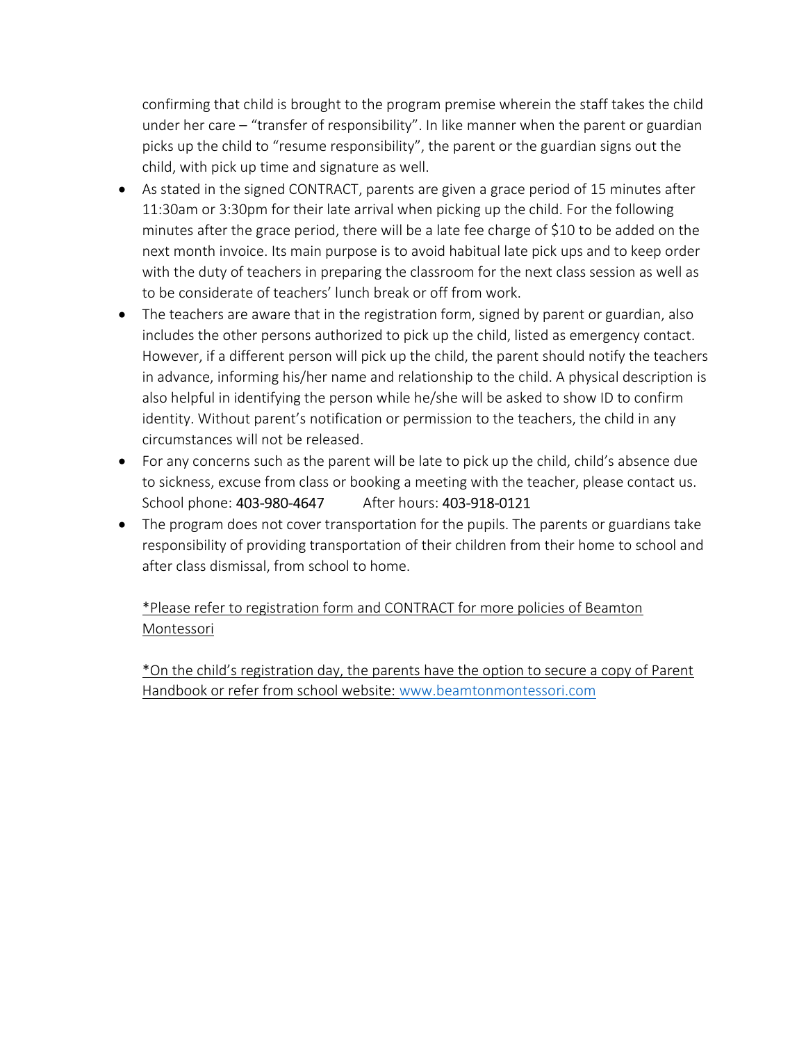confirming that child is brought to the program premise wherein the staff takes the child under her care – "transfer of responsibility". In like manner when the parent or guardian picks up the child to "resume responsibility", the parent or the guardian signs out the child, with pick up time and signature as well.

- As stated in the signed CONTRACT, parents are given a grace period of 15 minutes after 11:30am or 3:30pm for their late arrival when picking up the child. For the following minutes after the grace period, there will be a late fee charge of $10 to be added on the next month invoice. Its main purpose is to avoid habitual late pick ups and to keep order with the duty of teachers in preparing the classroom for the next class session as well as to be considerate of teachers' lunch break or off from work.
- The teachers are aware that in the registration form, signed by parent or guardian, also includes the other persons authorized to pick up the child, listed as emergency contact. However, if a different person will pick up the child, the parent should notify the teachers in advance, informing his/her name and relationship to the child. A physical description is also helpful in identifying the person while he/she will be asked to show ID to confirm identity. Without parent's notification or permission to the teachers, the child in any circumstances will not be released.
- For any concerns such as the parent will be late to pick up the child, child's absence due to sickness, excuse from class or booking a meeting with the teacher, please contact us. School phone: 403-980-4647 After hours: 403-918-0121
- The program does not cover transportation for the pupils. The parents or guardians take responsibility of providing transportation of their children from their home to school and after class dismissal, from school to home.

<u>*Please refer to registration form and CONTRACT for more policies of Beamton Montessori</u>

<u>*On the child's registration day, the parents have the option to secure a copy of Parent Handbook or refer from school website: www.beamtonmontessori.com</u>